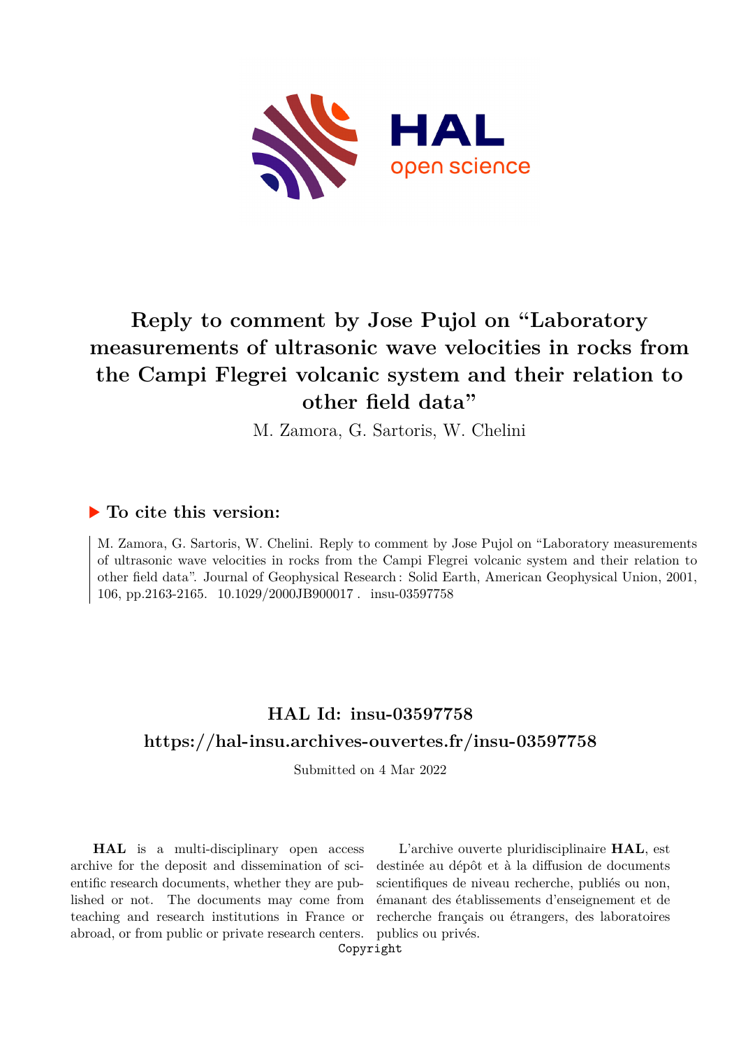# Reply to comment by Jose Pujol on "Laboratory measurements of ultrasonic wave velocities in rocks from the Campi Flegrei volcanic system and their relation to other field data"

M. Zamora, G. Sartoris, W. Chelini

## ▶ To cite this version:

M. Zamora, G. Sartoris, W. Chelini. Reply to comment by Jose Pujol on "Laboratory measurements of ultrasonic wave velocities in rocks from the Campi Flegrei volcanic system and their relation to other field data". Journal of Geophysical Research : Solid Earth, American Geophysical Union, 2001, 106, pp.2163-2165. 10.1029/2000JB900017. insu-03597758

## HAL Id: insu-03597758

## https://hal-insu.archives-ouvertes.fr/insu-03597758

Submitted on 4 Mar 2022

**HAL** is a multi-disciplinary open access archive for the deposit and dissemination of scientific research documents, whether they are published or not. The documents may come from teaching and research institutions in France or abroad, or from public or private research centers.

L'archive ouverte pluridisciplinaire **HAL**, est destinée au dépôt et à la diffusion de documents scientifiques de niveau recherche, publiés ou non, émanant des établissements d'enseignement et de recherche français ou étrangers, des laboratoires publics ou privés.

Copyright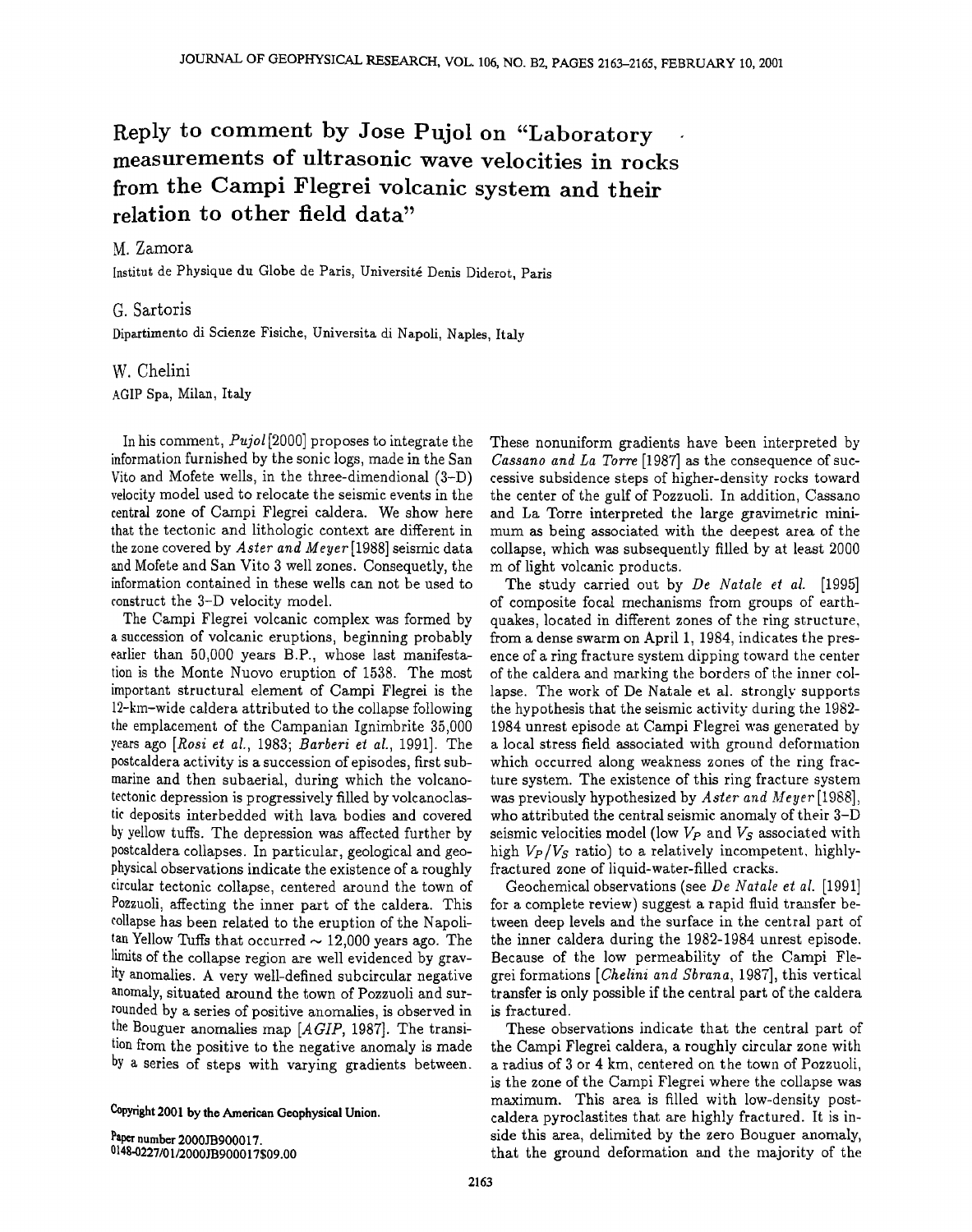# Reply to comment by Jose Pujol on "Laboratory measurements of ultrasonic wave velocities in rocks from the Campi Flegrei volcanic system and their relation to other field data"

M. Zamora

Institut de Physique du Globe de Paris, Université Denis Diderot, Paris

G. Sartoris

Dipartimento di Scienze Fisiche, Universita di Napoli, Naples, Italy

W. Chelini

AGIP Spa, Milan, Italy

In his comment, *Pujol* [2000] proposes to integrate the information furnished by the sonic logs, made in the San Vito and Mofete wells, in the three-dimendional (3-D) velocity model used to relocate the seismic events in the central zone of Campi Flegrei caldera. We show here that the tectonic and lithologic context are different in the zone covered by *Aster and Meyer* [1988] seismic data and Mofete and San Vito 3 well zones. Consequetly, the information contained in these wells can not be used to construct the 3-D velocity model.

The Campi Flegrei volcanic complex was formed by a succession of volcanic eruptions, beginning probably earlier than 50,000 years B.P., whose last manifestation is the Monte Nuovo eruption of 1538. The most important structural element of Campi Flegrei is the 12-km-wide caldera attributed to the collapse following the emplacement of the Campanian Ignimbrite 35,000 years ago [*Rosi et al.*, 1983; *Barberi et al.*, 1991]. The postcaldera activity is a succession of episodes, first submarine and then subaerial, during which the volcano-tectonic depression is progressively filled by volcanoclastic deposits interbedded with lava bodies and covered by yellow tuffs. The depression was affected further by postcaldera collapses. In particular, geological and geophysical observations indicate the existence of a roughly circular tectonic collapse, centered around the town of Pozzuoli, affecting the inner part of the caldera. This collapse has been related to the eruption of the Napolitan Yellow Tuffs that occurred ~ 12,000 years ago. The limits of the collapse region are well evidenced by gravity anomalies. A very well-defined subcircular negative anomaly, situated around the town of Pozzuoli and surrounded by a series of positive anomalies, is observed in the Bouguer anomalies map [*AGIP*, 1987]. The transition from the positive to the negative anomaly is made by a series of steps with varying gradients between. These nonuniform gradients have been interpreted by *Cassano and La Torre* [1987] as the consequence of successive subsidence steps of higher-density rocks toward the center of the gulf of Pozzuoli. In addition, Cassano and La Torre interpreted the large gravimetric minimum as being associated with the deepest area of the collapse, which was subsequently filled by at least 2000 m of light volcanic products.

The study carried out by *De Natale et al.* [1995] of composite focal mechanisms from groups of earthquakes, located in different zones of the ring structure, from a dense swarm on April 1, 1984, indicates the presence of a ring fracture system dipping toward the center of the caldera and marking the borders of the inner collapse. The work of De Natale et al. strongly supports the hypothesis that the seismic activity during the 1982-1984 unrest episode at Campi Flegrei was generated by a local stress field associated with ground deformation which occurred along weakness zones of the ring fracture system. The existence of this ring fracture system was previously hypothesized by *Aster and Meyer* [1988], who attributed the central seismic anomaly of their 3-D seismic velocities model (low $V_P$ and $V_S$ associated with high $V_P/V_S$ ratio) to a relatively incompetent, highly-fractured zone of liquid-water-filled cracks.

Geochemical observations (see *De Natale et al.* [1991] for a complete review) suggest a rapid fluid transfer between deep levels and the surface in the central part of the inner caldera during the 1982-1984 unrest episode. Because of the low permeability of the Campi Flegrei formations [*Chelini and Sbrana*, 1987], this vertical transfer is only possible if the central part of the caldera is fractured.

These observations indicate that the central part of the Campi Flegrei caldera, a roughly circular zone with a radius of 3 or 4 km, centered on the town of Pozzuoli, is the zone of the Campi Flegrei where the collapse was maximum. This area is filled with low-density postcaldera pyroclastites that are highly fractured. It is inside this area, delimited by the zero Bouguer anomaly, that the ground deformation and the majority of the

Copyright 2001 by the American Geophysical Union.

Paper number 2000JB900017.
0148-0227/01/2000JB900017$09.00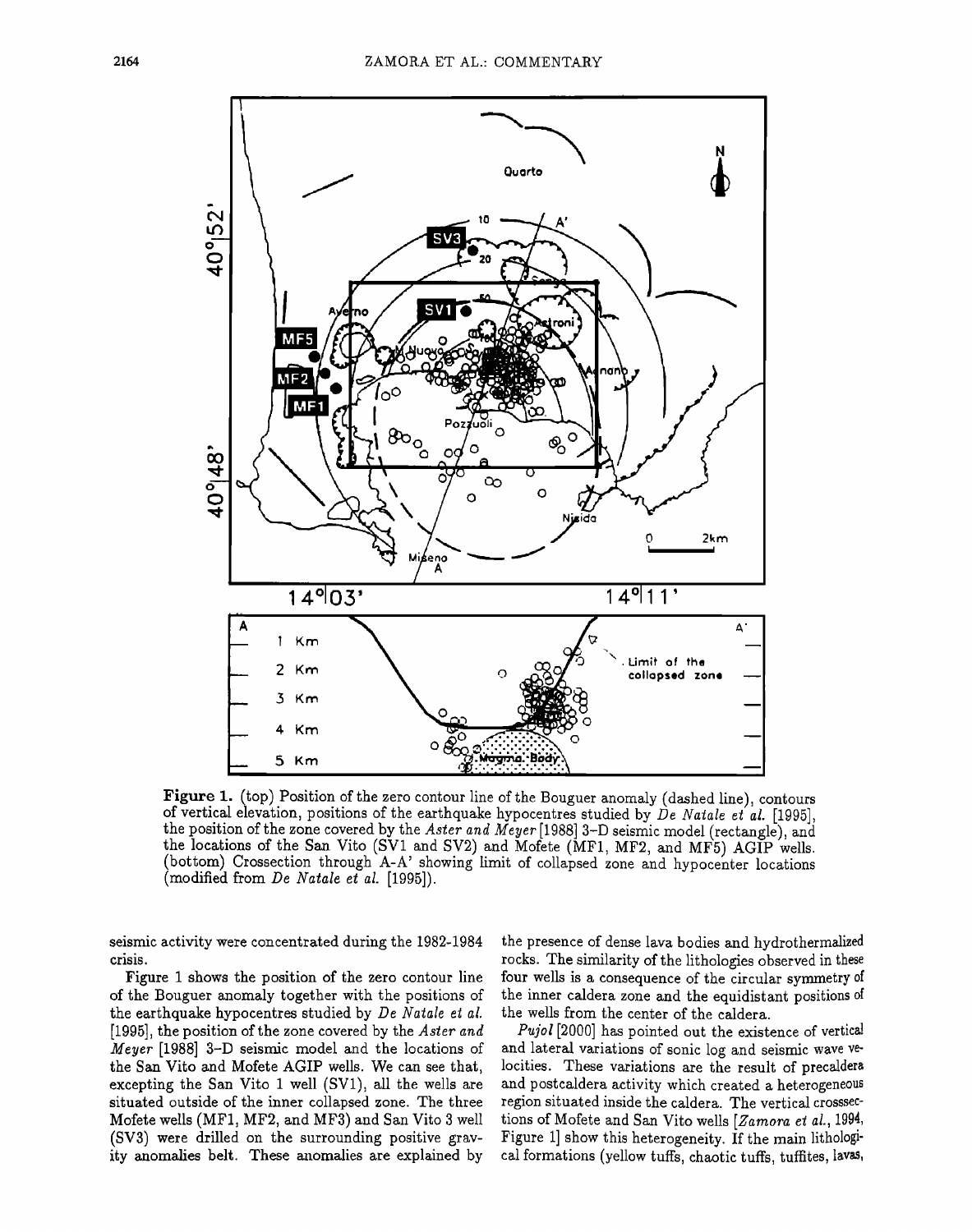**Figure 1.** (top) Position of the zero contour line of the Bouguer anomaly (dashed line), contours of vertical elevation, positions of the earthquake hypocentres studied by *De Natale et al.* [1995], the position of the zone covered by the *Aster and Meyer* [1988] 3-D seismic model (rectangle), and the locations of the San Vito (SV1 and SV2) and Mofete (MF1, MF2, and MF5) AGIP wells. (bottom) Crossection through A-A' showing limit of collapsed zone and hypocenter locations (modified from *De Natale et al.* [1995]).

seismic activity were concentrated during the 1982-1984 crisis.

Figure 1 shows the position of the zero contour line of the Bouguer anomaly together with the positions of the earthquake hypocentres studied by *De Natale et al.* [1995], the position of the zone covered by the *Aster and Meyer* [1988] 3-D seismic model and the locations of the San Vito and Mofete AGIP wells. We can see that, excepting the San Vito 1 well (SV1), all the wells are situated outside of the inner collapsed zone. The three Mofete wells (MF1, MF2, and MF3) and San Vito 3 well (SV3) were drilled on the surrounding positive gravity anomalies belt. These anomalies are explained by the presence of dense lava bodies and hydrothermalized rocks. The similarity of the lithologies observed in these four wells is a consequence of the circular symmetry of the inner caldera zone and the equidistant positions of the wells from the center of the caldera.

*Pujol* [2000] has pointed out the existence of vertical and lateral variations of sonic log and seismic wave velocities. These variations are the result of precaldera and postcaldera activity which created a heterogeneous region situated inside the caldera. The vertical crosssections of Mofete and San Vito wells [*Zamora et al.*, 1994, Figure 1] show this heterogeneity. If the main lithological formations (yellow tuffs, chaotic tuffs, tuffites, lavas,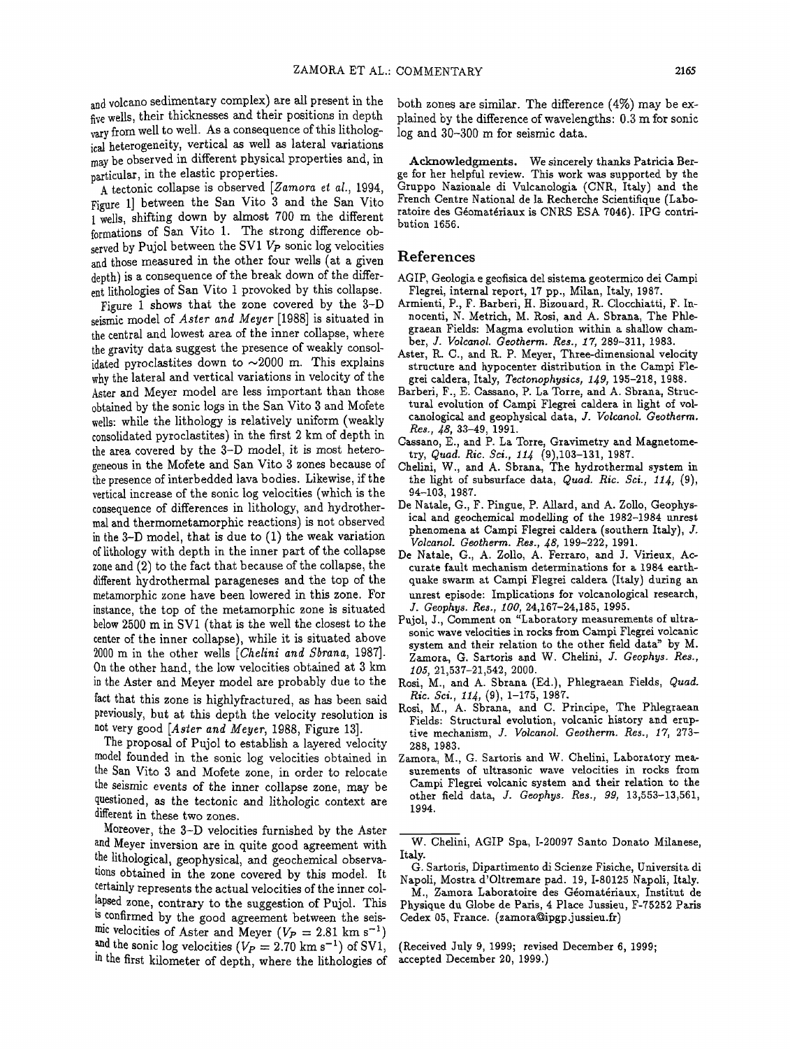and volcano sedimentary complex) are all present in the five wells, their thicknesses and their positions in depth vary from well to well. As a consequence of this lithological heterogeneity, vertical as well as lateral variations may be observed in different physical properties and, in particular, in the elastic properties.

A tectonic collapse is observed [*Zamora et al.*, 1994, Figure 1] between the San Vito 3 and the San Vito 1 wells, shifting down by almost 700 m the different formations of San Vito 1. The strong difference observed by Pujol between the SV1 $V_P$ sonic log velocities and those measured in the other four wells (at a given depth) is a consequence of the break down of the different lithologies of San Vito 1 provoked by this collapse.

Figure 1 shows that the zone covered by the 3-D seismic model of *Aster and Meyer* [1988] is situated in the central and lowest area of the inner collapse, where the gravity data suggest the presence of weakly consolidated pyroclastites down to ~2000 m. This explains why the lateral and vertical variations in velocity of the Aster and Meyer model are less important than those obtained by the sonic logs in the San Vito 3 and Mofete wells: while the lithology is relatively uniform (weakly consolidated pyroclastites) in the first 2 km of depth in the area covered by the 3-D model, it is most heterogeneous in the Mofete and San Vito 3 zones because of the presence of interbedded lava bodies. Likewise, if the vertical increase of the sonic log velocities (which is the consequence of differences in lithology, and hydrothermal and thermometamorphic reactions) is not observed in the 3-D model, that is due to (1) the weak variation of lithology with depth in the inner part of the collapse zone and (2) to the fact that because of the collapse, the different hydrothermal parageneses and the top of the metamorphic zone have been lowered in this zone. For instance, the top of the metamorphic zone is situated below 2500 m in SV1 (that is the well the closest to the center of the inner collapse), while it is situated above 2000 m in the other wells [*Chelini and Sbrana*, 1987]. On the other hand, the low velocities obtained at 3 km in the Aster and Meyer model are probably due to the fact that this zone is highlyfractured, as has been said previously, but at this depth the velocity resolution is not very good [*Aster and Meyer*, 1988, Figure 13].

The proposal of Pujol to establish a layered velocity model founded in the sonic log velocities obtained in the San Vito 3 and Mofete zone, in order to relocate the seismic events of the inner collapse zone, may be questioned, as the tectonic and lithologic context are different in these two zones.

Moreover, the 3-D velocities furnished by the Aster and Meyer inversion are in quite good agreement with the lithological, geophysical, and geochemical observations obtained in the zone covered by this model. It certainly represents the actual velocities of the inner collapsed zone, contrary to the suggestion of Pujol. This is confirmed by the good agreement between the seismic velocities of Aster and Meyer ($V_P = 2.81$ km s$^{-1}$) and the sonic log velocities ($V_P = 2.70$ km s$^{-1}$) of SV1, in the first kilometer of depth, where the lithologies of both zones are similar. The difference (4%) may be explained by the difference of wavelengths: 0.3 m for sonic log and 30–300 m for seismic data.

**Acknowledgments.** We sincerely thanks Patricia Berge for her helpful review. This work was supported by the Gruppo Nazionale di Vulcanologia (CNR, Italy) and the French Centre National de la Recherche Scientifique (Laboratoire des Géomatériaux is CNRS ESA 7046). IPG contribution 1656.

## References

AGIP, Geologia e geofisica del sistema geotermico dei Campi Flegrei, internal report, 17 pp., Milan, Italy, 1987.

Armienti, P., F. Barberi, H. Bizouard, R. Clocchiatti, F. Innocenti, N. Metrich, M. Rosi, and A. Sbrana, The Phlegraean Fields: Magma evolution within a shallow chamber, *J. Volcanol. Geotherm. Res.*, *17*, 289–311, 1983.

Aster, R. C., and R. P. Meyer, Three-dimensional velocity structure and hypocenter distribution in the Campi Flegrei caldera, Italy, *Tectonophysics*, *149*, 195–218, 1988.

Barberi, F., E. Cassano, P. La Torre, and A. Sbrana, Structural evolution of Campi Flegrei caldera in light of volcanological and geophysical data, *J. Volcanol. Geotherm. Res.*, *48*, 33–49, 1991.

Cassano, E., and P. La Torre, Gravimetry and Magnetometry, *Quad. Ric. Sci.*, *114* (9),103–131, 1987.

Chelini, W., and A. Sbrana, The hydrothermal system in the light of subsurface data, *Quad. Ric. Sci.*, *114*, (9), 94–103, 1987.

De Natale, G., F. Pingue, P. Allard, and A. Zollo, Geophysical and geochemical modelling of the 1982–1984 unrest phenomena at Campi Flegrei caldera (southern Italy), *J. Volcanol. Geotherm. Res.*, *48*, 199–222, 1991.

De Natale, G., A. Zollo, A. Ferraro, and J. Virieux, Accurate fault mechanism determinations for a 1984 earthquake swarm at Campi Flegrei caldera (Italy) during an unrest episode: Implications for volcanological research, *J. Geophys. Res.*, *100*, 24,167–24,185, 1995.

Pujol, J., Comment on "Laboratory measurements of ultrasonic wave velocities in rocks from Campi Flegrei volcanic system and their relation to the other field data" by M. Zamora, G. Sartoris and W. Chelini, *J. Geophys. Res.*, *105*, 21,537–21,542, 2000.

Rosi, M., and A. Sbrana (Ed.), Phlegraean Fields, *Quad. Ric. Sci.*, *114*, (9), 1–175, 1987.

Rosi, M., A. Sbrana, and C. Principe, The Phlegraean Fields: Structural evolution, volcanic history and eruptive mechanism, *J. Volcanol. Geotherm. Res.*, *17*, 273–288, 1983.

Zamora, M., G. Sartoris and W. Chelini, Laboratory measurements of ultrasonic wave velocities in rocks from Campi Flegrei volcanic system and their relation to the other field data, *J. Geophys. Res.*, *99*, 13,553–13,561, 1994.

---

W. Chelini, AGIP Spa, I-20097 Santo Donato Milanese, Italy.

G. Sartoris, Dipartimento di Scienze Fisiche, Universita di Napoli, Mostra d'Oltremare pad. 19, I-80125 Napoli, Italy.

M., Zamora Laboratoire des Géomatériaux, Institut de Physique du Globe de Paris, 4 Place Jussieu, F-75252 Paris Cedex 05, France. (zamora@ipgp.jussieu.fr)

(Received July 9, 1999; revised December 6, 1999; accepted December 20, 1999.)